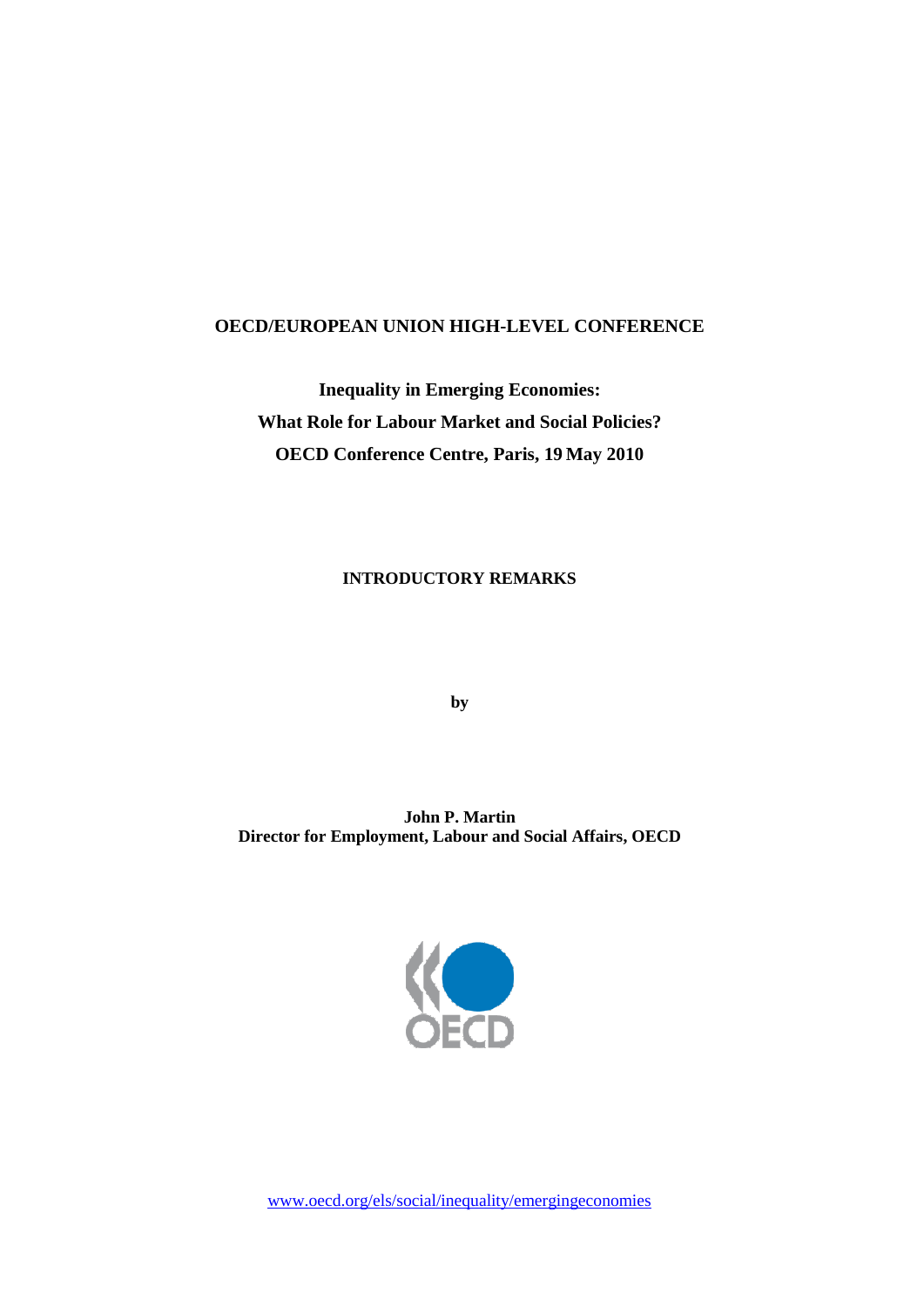**OECD/EUROPEAN UNION HIGH-LEVEL CONFERENCE**

# Inequality in Emerging Economies: What Role for Labour Market and Social Policies?

**OECD Conference Centre, Paris, 19 May 2010**

## INTRODUCTORY REMARKS

**by**

**John P. Martin**
**Director for Employment, Labour and Social Affairs, OECD**

www.oecd.org/els/social/inequality/emergingeconomies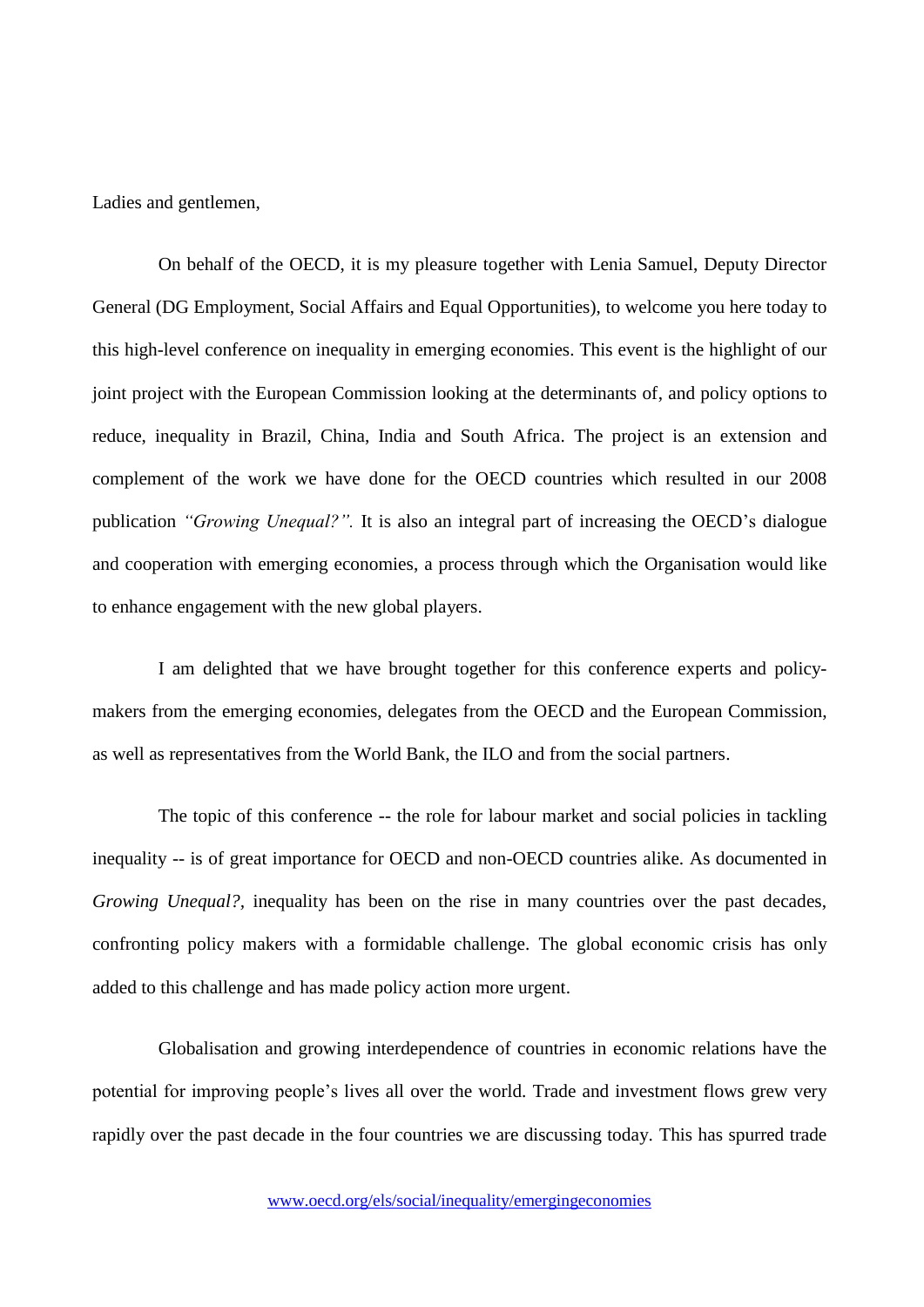Ladies and gentlemen,

On behalf of the OECD, it is my pleasure together with Lenia Samuel, Deputy Director General (DG Employment, Social Affairs and Equal Opportunities), to welcome you here today to this high-level conference on inequality in emerging economies. This event is the highlight of our joint project with the European Commission looking at the determinants of, and policy options to reduce, inequality in Brazil, China, India and South Africa. The project is an extension and complement of the work we have done for the OECD countries which resulted in our 2008 publication *"Growing Unequal?".* It is also an integral part of increasing the OECD's dialogue and cooperation with emerging economies, a process through which the Organisation would like to enhance engagement with the new global players.

I am delighted that we have brought together for this conference experts and policy-makers from the emerging economies, delegates from the OECD and the European Commission, as well as representatives from the World Bank, the ILO and from the social partners.

The topic of this conference -- the role for labour market and social policies in tackling inequality -- is of great importance for OECD and non-OECD countries alike. As documented in *Growing Unequal?*, inequality has been on the rise in many countries over the past decades, confronting policy makers with a formidable challenge. The global economic crisis has only added to this challenge and has made policy action more urgent.

Globalisation and growing interdependence of countries in economic relations have the potential for improving people's lives all over the world. Trade and investment flows grew very rapidly over the past decade in the four countries we are discussing today. This has spurred trade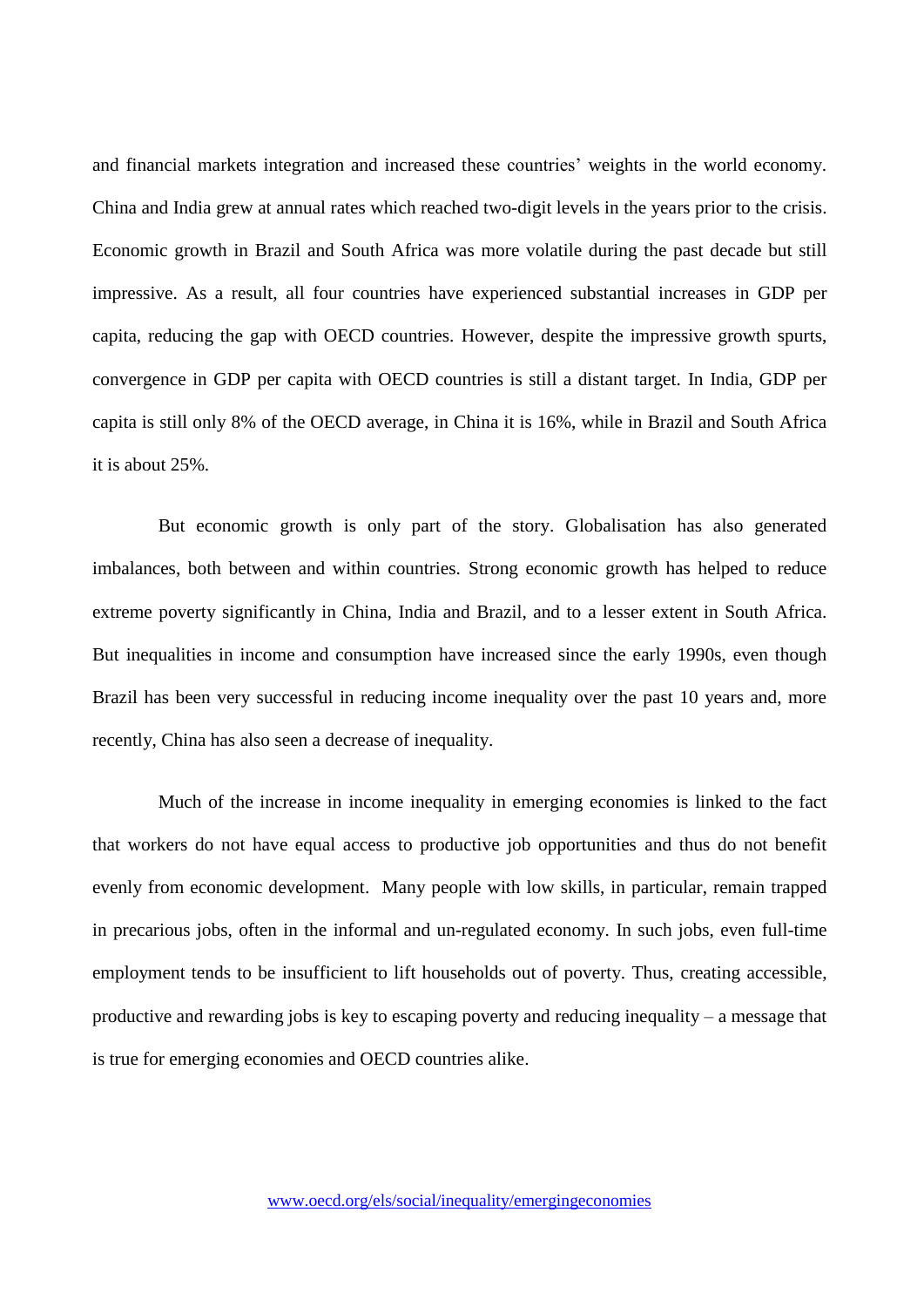and financial markets integration and increased these countries' weights in the world economy. China and India grew at annual rates which reached two-digit levels in the years prior to the crisis. Economic growth in Brazil and South Africa was more volatile during the past decade but still impressive. As a result, all four countries have experienced substantial increases in GDP per capita, reducing the gap with OECD countries. However, despite the impressive growth spurts, convergence in GDP per capita with OECD countries is still a distant target. In India, GDP per capita is still only 8% of the OECD average, in China it is 16%, while in Brazil and South Africa it is about 25%.

But economic growth is only part of the story. Globalisation has also generated imbalances, both between and within countries. Strong economic growth has helped to reduce extreme poverty significantly in China, India and Brazil, and to a lesser extent in South Africa. But inequalities in income and consumption have increased since the early 1990s, even though Brazil has been very successful in reducing income inequality over the past 10 years and, more recently, China has also seen a decrease of inequality.

Much of the increase in income inequality in emerging economies is linked to the fact that workers do not have equal access to productive job opportunities and thus do not benefit evenly from economic development. Many people with low skills, in particular, remain trapped in precarious jobs, often in the informal and un-regulated economy. In such jobs, even full-time employment tends to be insufficient to lift households out of poverty. Thus, creating accessible, productive and rewarding jobs is key to escaping poverty and reducing inequality – a message that is true for emerging economies and OECD countries alike.

www.oecd.org/els/social/inequality/emergingeconomies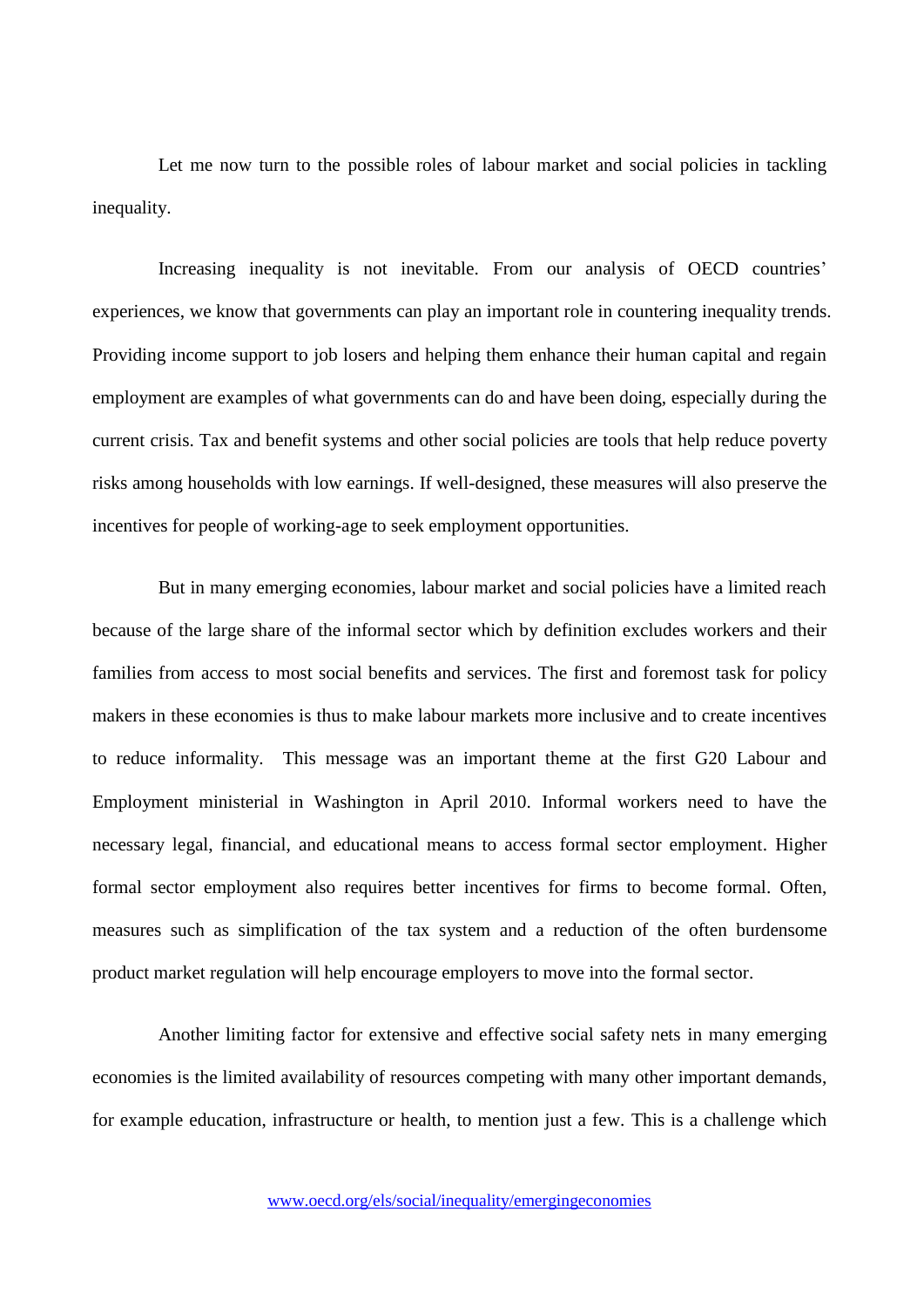Let me now turn to the possible roles of labour market and social policies in tackling inequality.

Increasing inequality is not inevitable. From our analysis of OECD countries' experiences, we know that governments can play an important role in countering inequality trends. Providing income support to job losers and helping them enhance their human capital and regain employment are examples of what governments can do and have been doing, especially during the current crisis. Tax and benefit systems and other social policies are tools that help reduce poverty risks among households with low earnings. If well-designed, these measures will also preserve the incentives for people of working-age to seek employment opportunities.

But in many emerging economies, labour market and social policies have a limited reach because of the large share of the informal sector which by definition excludes workers and their families from access to most social benefits and services. The first and foremost task for policy makers in these economies is thus to make labour markets more inclusive and to create incentives to reduce informality. This message was an important theme at the first G20 Labour and Employment ministerial in Washington in April 2010. Informal workers need to have the necessary legal, financial, and educational means to access formal sector employment. Higher formal sector employment also requires better incentives for firms to become formal. Often, measures such as simplification of the tax system and a reduction of the often burdensome product market regulation will help encourage employers to move into the formal sector.

Another limiting factor for extensive and effective social safety nets in many emerging economies is the limited availability of resources competing with many other important demands, for example education, infrastructure or health, to mention just a few. This is a challenge which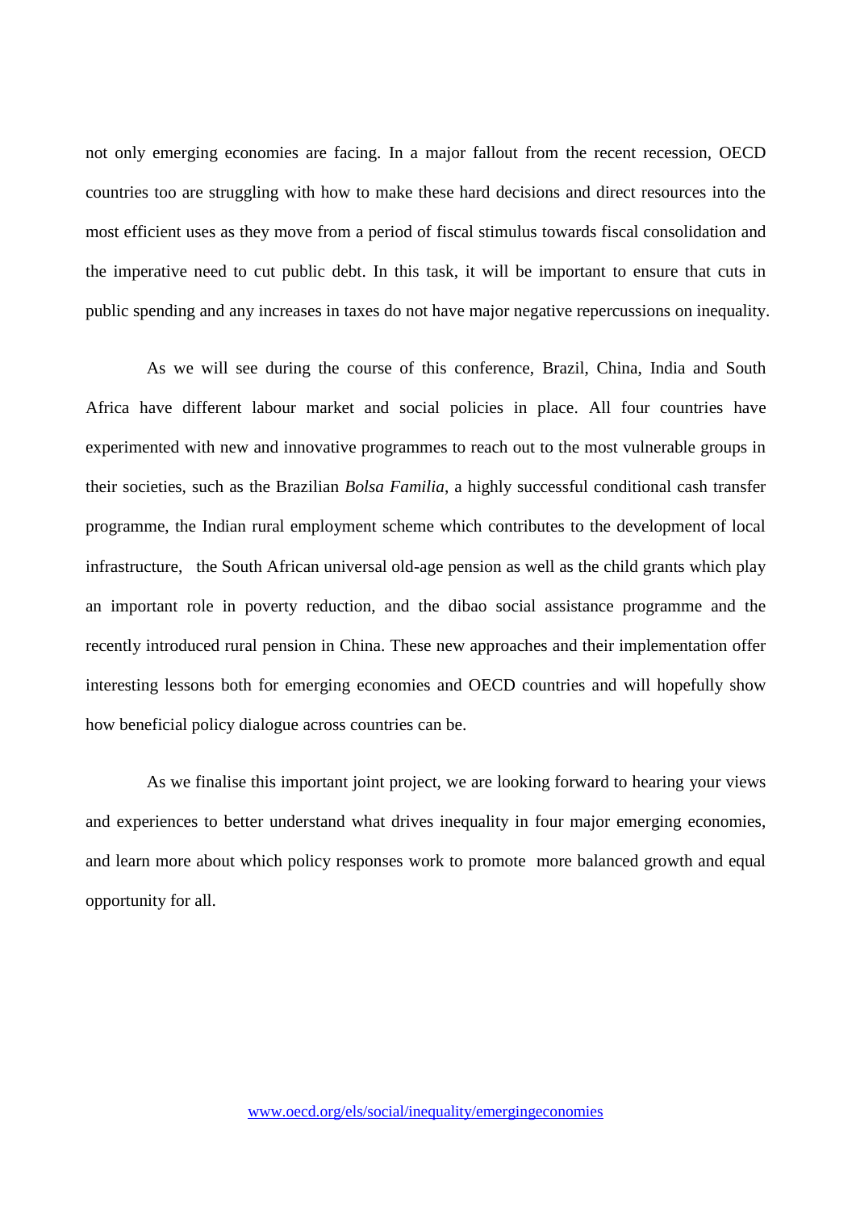not only emerging economies are facing. In a major fallout from the recent recession, OECD countries too are struggling with how to make these hard decisions and direct resources into the most efficient uses as they move from a period of fiscal stimulus towards fiscal consolidation and the imperative need to cut public debt. In this task, it will be important to ensure that cuts in public spending and any increases in taxes do not have major negative repercussions on inequality.

As we will see during the course of this conference, Brazil, China, India and South Africa have different labour market and social policies in place. All four countries have experimented with new and innovative programmes to reach out to the most vulnerable groups in their societies, such as the Brazilian *Bolsa Familia*, a highly successful conditional cash transfer programme, the Indian rural employment scheme which contributes to the development of local infrastructure, the South African universal old-age pension as well as the child grants which play an important role in poverty reduction, and the dibao social assistance programme and the recently introduced rural pension in China. These new approaches and their implementation offer interesting lessons both for emerging economies and OECD countries and will hopefully show how beneficial policy dialogue across countries can be.

As we finalise this important joint project, we are looking forward to hearing your views and experiences to better understand what drives inequality in four major emerging economies, and learn more about which policy responses work to promote more balanced growth and equal opportunity for all.

www.oecd.org/els/social/inequality/emergingeconomies